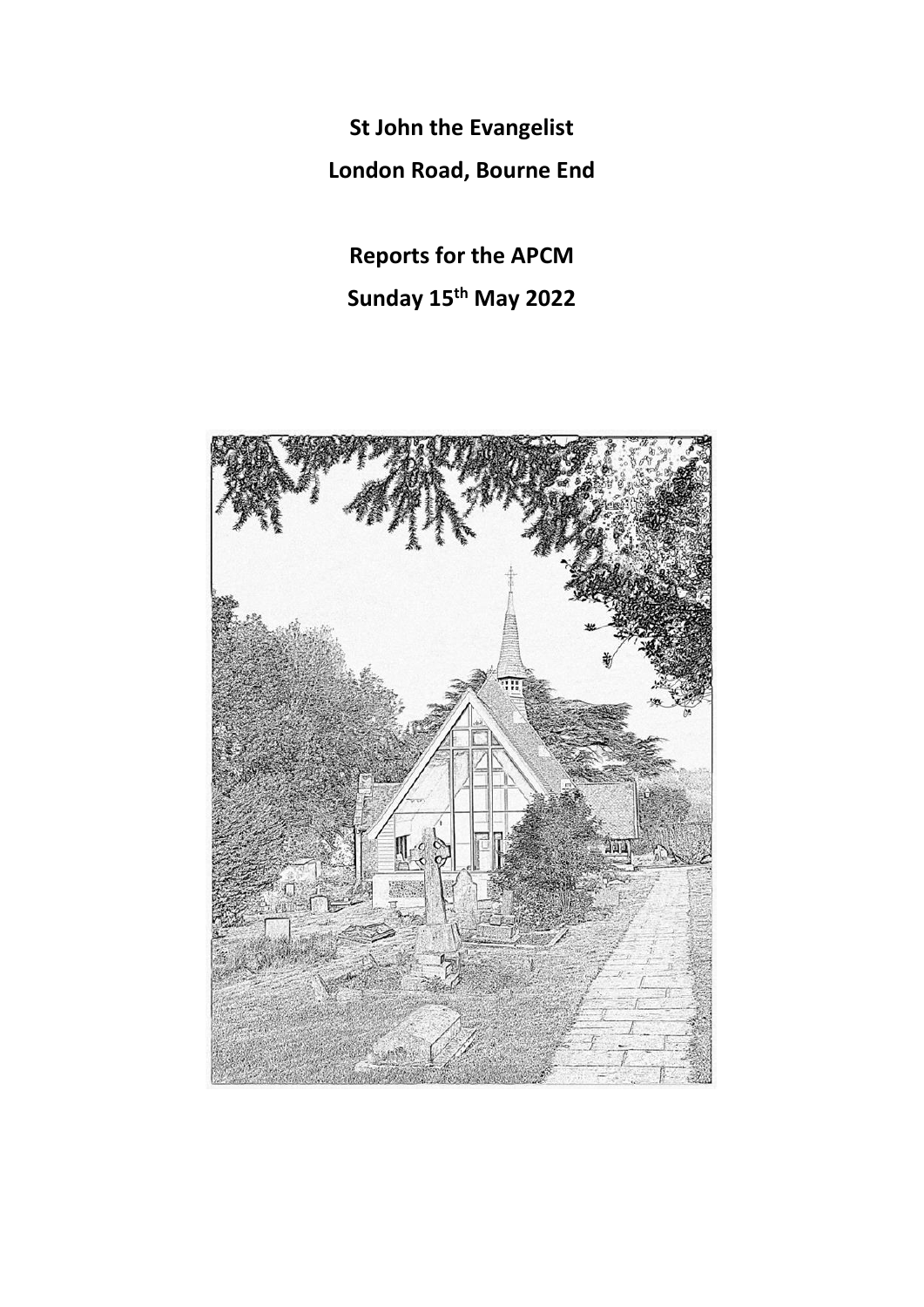**St John the Evangelist**

**London Road, Bourne End**

**Reports for the APCM**

**Sunday 15th May 2022**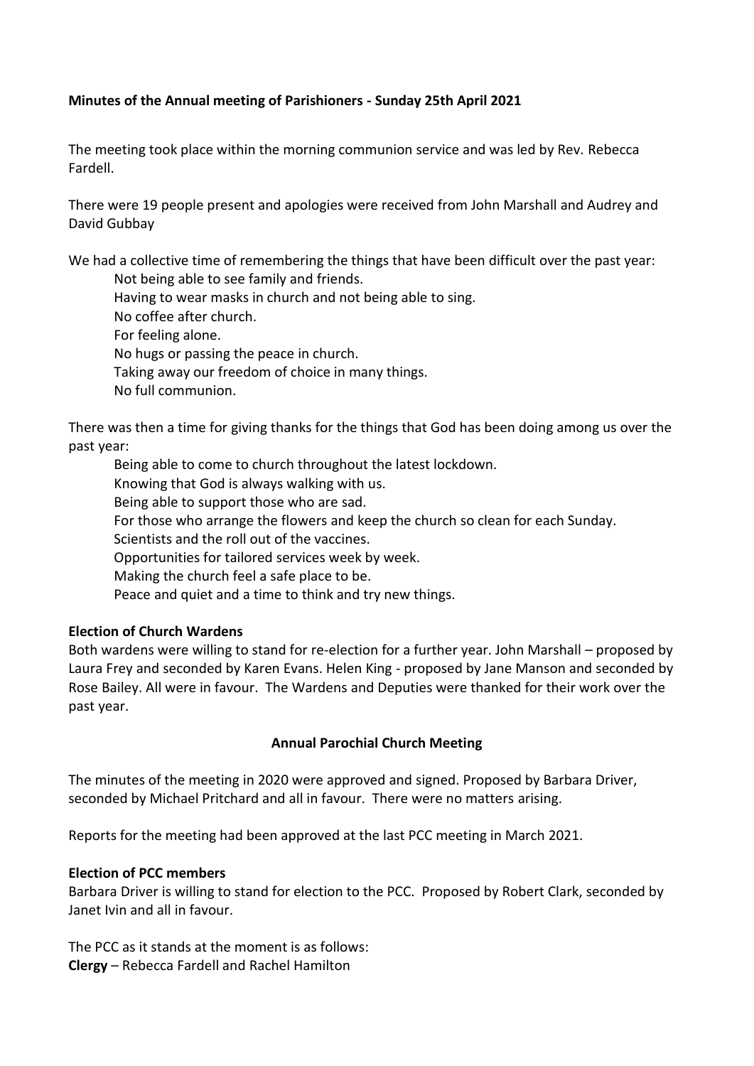**Minutes of the Annual meeting of Parishioners - Sunday 25th April 2021**

The meeting took place within the morning communion service and was led by Rev. Rebecca Fardell.

There were 19 people present and apologies were received from John Marshall and Audrey and David Gubbay

We had a collective time of remembering the things that have been difficult over the past year:

- Not being able to see family and friends.
- Having to wear masks in church and not being able to sing.
- No coffee after church.
- For feeling alone.
- No hugs or passing the peace in church.
- Taking away our freedom of choice in many things.
- No full communion.

There was then a time for giving thanks for the things that God has been doing among us over the past year:

- Being able to come to church throughout the latest lockdown.
- Knowing that God is always walking with us.
- Being able to support those who are sad.
- For those who arrange the flowers and keep the church so clean for each Sunday.
- Scientists and the roll out of the vaccines.
- Opportunities for tailored services week by week.
- Making the church feel a safe place to be.
- Peace and quiet and a time to think and try new things.

**Election of Church Wardens**

Both wardens were willing to stand for re-election for a further year. John Marshall – proposed by Laura Frey and seconded by Karen Evans. Helen King - proposed by Jane Manson and seconded by Rose Bailey. All were in favour. The Wardens and Deputies were thanked for their work over the past year.

**Annual Parochial Church Meeting**

The minutes of the meeting in 2020 were approved and signed. Proposed by Barbara Driver, seconded by Michael Pritchard and all in favour. There were no matters arising.

Reports for the meeting had been approved at the last PCC meeting in March 2021.

**Election of PCC members**

Barbara Driver is willing to stand for election to the PCC. Proposed by Robert Clark, seconded by Janet Ivin and all in favour.

The PCC as it stands at the moment is as follows:
**Clergy** – Rebecca Fardell and Rachel Hamilton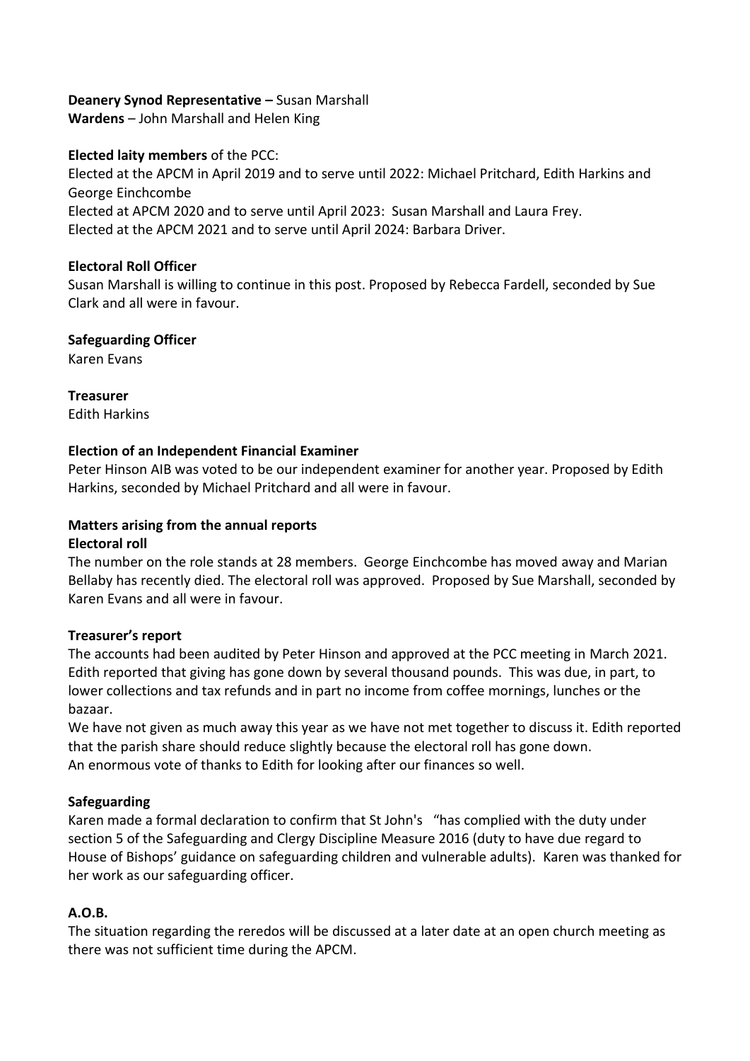**Deanery Synod Representative –** Susan Marshall
**Wardens** – John Marshall and Helen King

**Elected laity members** of the PCC:
Elected at the APCM in April 2019 and to serve until 2022: Michael Pritchard, Edith Harkins and George Einchcombe
Elected at APCM 2020 and to serve until April 2023: Susan Marshall and Laura Frey.
Elected at the APCM 2021 and to serve until April 2024: Barbara Driver.

**Electoral Roll Officer**
Susan Marshall is willing to continue in this post. Proposed by Rebecca Fardell, seconded by Sue Clark and all were in favour.

**Safeguarding Officer**
Karen Evans

**Treasurer**
Edith Harkins

**Election of an Independent Financial Examiner**
Peter Hinson AIB was voted to be our independent examiner for another year. Proposed by Edith Harkins, seconded by Michael Pritchard and all were in favour.

**Matters arising from the annual reports**
**Electoral roll**
The number on the role stands at 28 members. George Einchcombe has moved away and Marian Bellaby has recently died. The electoral roll was approved. Proposed by Sue Marshall, seconded by Karen Evans and all were in favour.

**Treasurer's report**
The accounts had been audited by Peter Hinson and approved at the PCC meeting in March 2021. Edith reported that giving has gone down by several thousand pounds. This was due, in part, to lower collections and tax refunds and in part no income from coffee mornings, lunches or the bazaar.
We have not given as much away this year as we have not met together to discuss it. Edith reported that the parish share should reduce slightly because the electoral roll has gone down.
An enormous vote of thanks to Edith for looking after our finances so well.

**Safeguarding**
Karen made a formal declaration to confirm that St John's "has complied with the duty under section 5 of the Safeguarding and Clergy Discipline Measure 2016 (duty to have due regard to House of Bishops' guidance on safeguarding children and vulnerable adults). Karen was thanked for her work as our safeguarding officer.

**A.O.B.**
The situation regarding the reredos will be discussed at a later date at an open church meeting as there was not sufficient time during the APCM.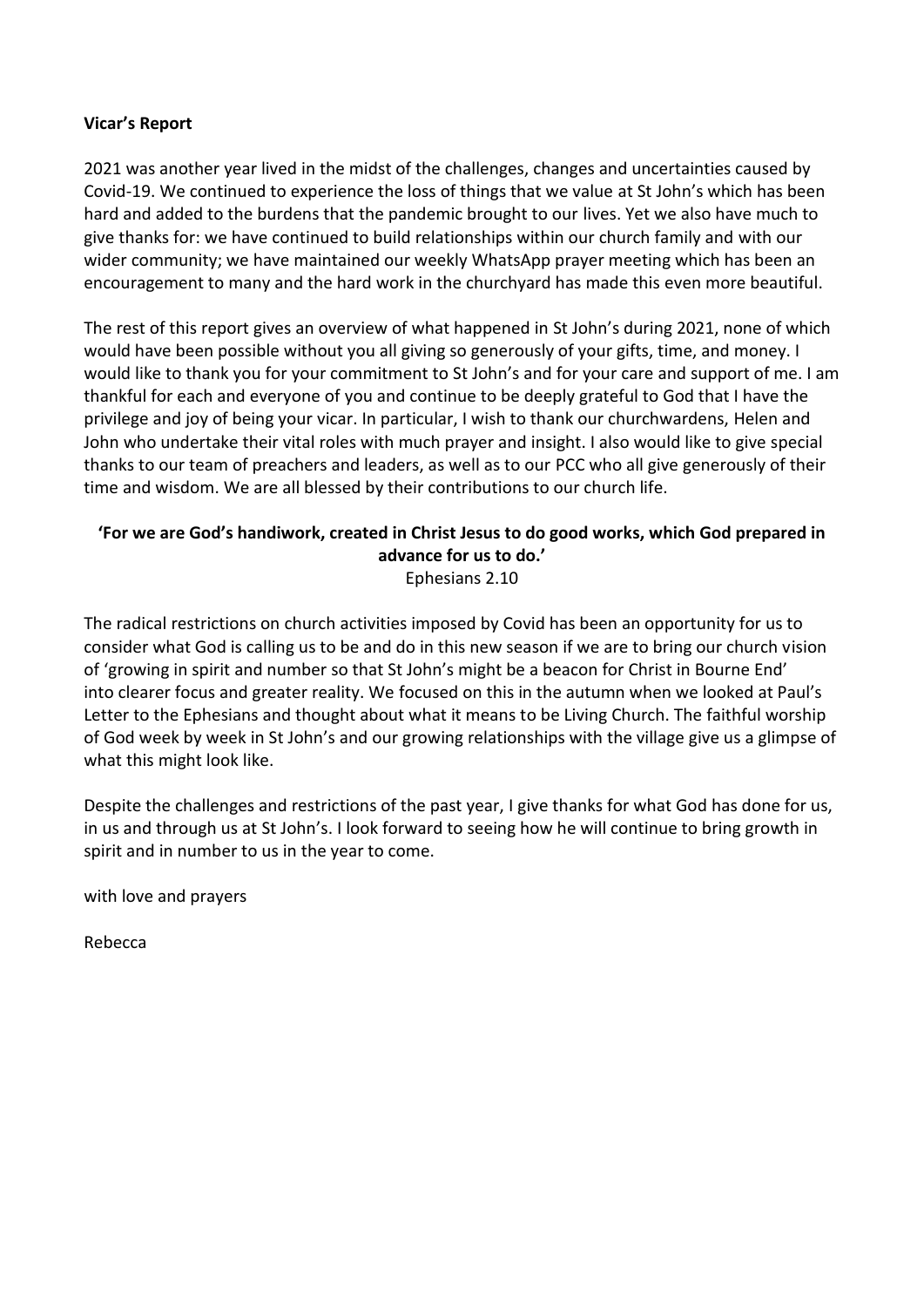**Vicar's Report**

2021 was another year lived in the midst of the challenges, changes and uncertainties caused by Covid-19. We continued to experience the loss of things that we value at St John's which has been hard and added to the burdens that the pandemic brought to our lives. Yet we also have much to give thanks for: we have continued to build relationships within our church family and with our wider community; we have maintained our weekly WhatsApp prayer meeting which has been an encouragement to many and the hard work in the churchyard has made this even more beautiful.

The rest of this report gives an overview of what happened in St John's during 2021, none of which would have been possible without you all giving so generously of your gifts, time, and money. I would like to thank you for your commitment to St John's and for your care and support of me. I am thankful for each and everyone of you and continue to be deeply grateful to God that I have the privilege and joy of being your vicar. In particular, I wish to thank our churchwardens, Helen and John who undertake their vital roles with much prayer and insight. I also would like to give special thanks to our team of preachers and leaders, as well as to our PCC who all give generously of their time and wisdom. We are all blessed by their contributions to our church life.

**'For we are God's handiwork, created in Christ Jesus to do good works, which God prepared in advance for us to do.'**
Ephesians 2.10

The radical restrictions on church activities imposed by Covid has been an opportunity for us to consider what God is calling us to be and do in this new season if we are to bring our church vision of 'growing in spirit and number so that St John's might be a beacon for Christ in Bourne End' into clearer focus and greater reality. We focused on this in the autumn when we looked at Paul's Letter to the Ephesians and thought about what it means to be Living Church. The faithful worship of God week by week in St John's and our growing relationships with the village give us a glimpse of what this might look like.

Despite the challenges and restrictions of the past year, I give thanks for what God has done for us, in us and through us at St John's. I look forward to seeing how he will continue to bring growth in spirit and in number to us in the year to come.

with love and prayers

Rebecca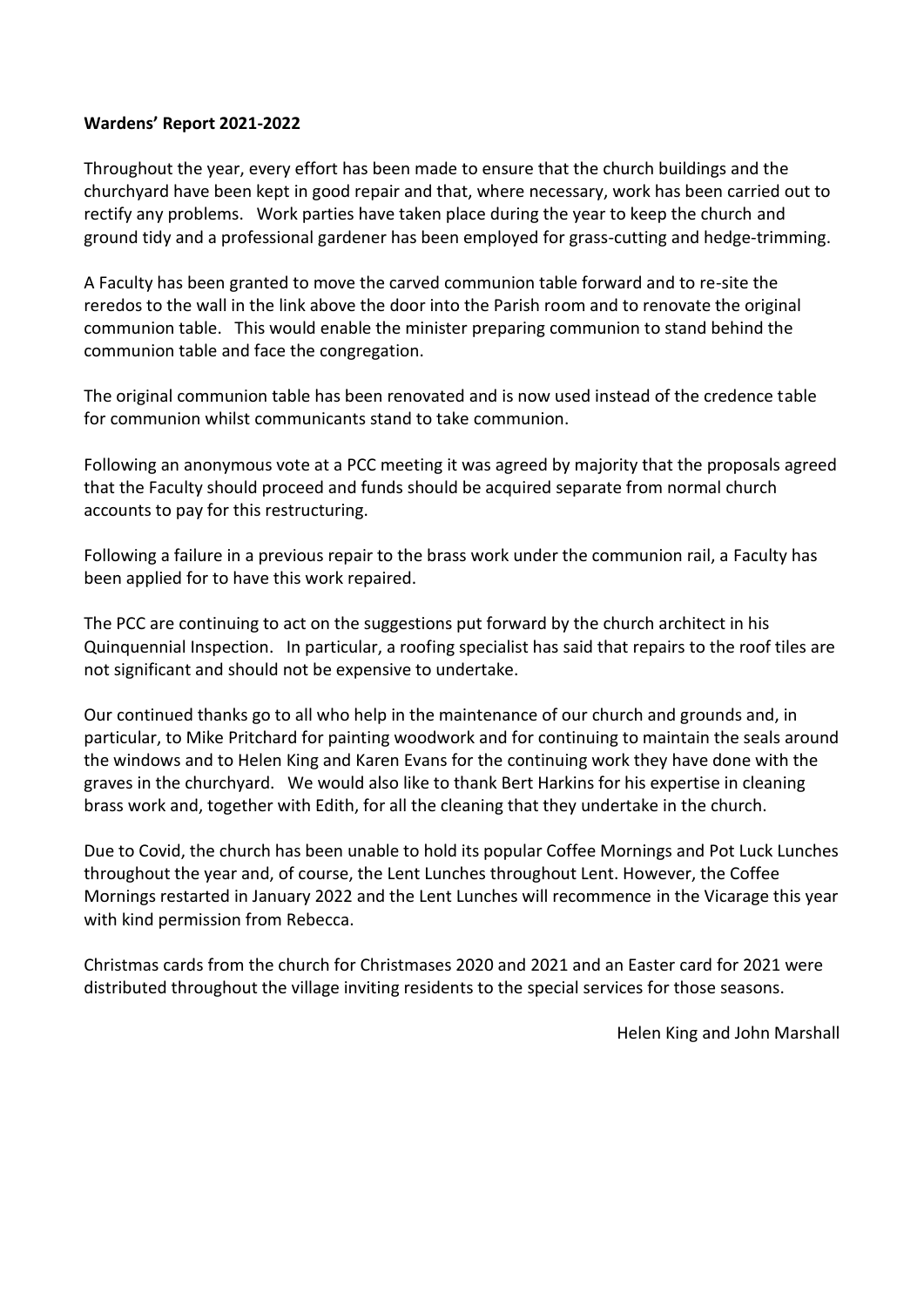**Wardens' Report 2021-2022**

Throughout the year, every effort has been made to ensure that the church buildings and the churchyard have been kept in good repair and that, where necessary, work has been carried out to rectify any problems. Work parties have taken place during the year to keep the church and ground tidy and a professional gardener has been employed for grass-cutting and hedge-trimming.

A Faculty has been granted to move the carved communion table forward and to re-site the reredos to the wall in the link above the door into the Parish room and to renovate the original communion table. This would enable the minister preparing communion to stand behind the communion table and face the congregation.

The original communion table has been renovated and is now used instead of the credence table for communion whilst communicants stand to take communion.

Following an anonymous vote at a PCC meeting it was agreed by majority that the proposals agreed that the Faculty should proceed and funds should be acquired separate from normal church accounts to pay for this restructuring.

Following a failure in a previous repair to the brass work under the communion rail, a Faculty has been applied for to have this work repaired.

The PCC are continuing to act on the suggestions put forward by the church architect in his Quinquennial Inspection. In particular, a roofing specialist has said that repairs to the roof tiles are not significant and should not be expensive to undertake.

Our continued thanks go to all who help in the maintenance of our church and grounds and, in particular, to Mike Pritchard for painting woodwork and for continuing to maintain the seals around the windows and to Helen King and Karen Evans for the continuing work they have done with the graves in the churchyard. We would also like to thank Bert Harkins for his expertise in cleaning brass work and, together with Edith, for all the cleaning that they undertake in the church.

Due to Covid, the church has been unable to hold its popular Coffee Mornings and Pot Luck Lunches throughout the year and, of course, the Lent Lunches throughout Lent. However, the Coffee Mornings restarted in January 2022 and the Lent Lunches will recommence in the Vicarage this year with kind permission from Rebecca.

Christmas cards from the church for Christmases 2020 and 2021 and an Easter card for 2021 were distributed throughout the village inviting residents to the special services for those seasons.

Helen King and John Marshall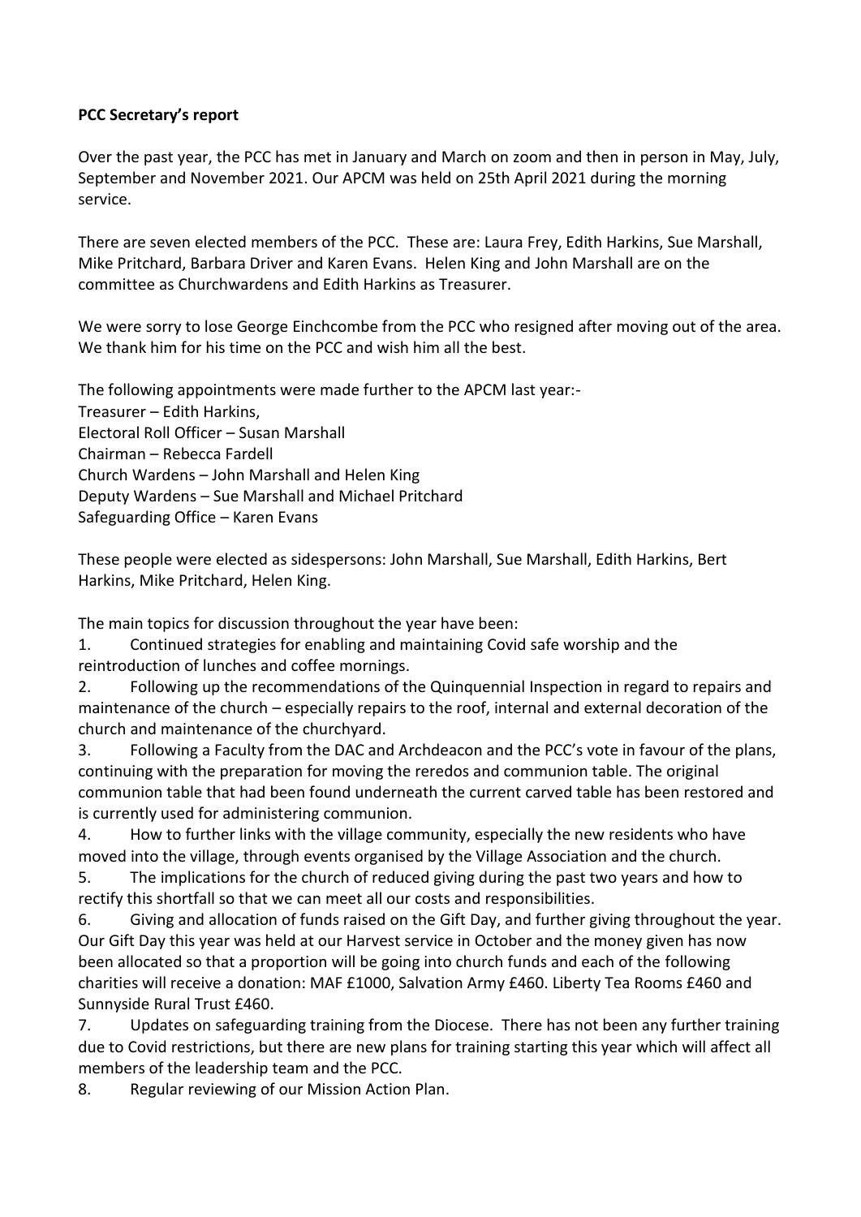**PCC Secretary's report**

Over the past year, the PCC has met in January and March on zoom and then in person in May, July, September and November 2021. Our APCM was held on 25th April 2021 during the morning service.

There are seven elected members of the PCC. These are: Laura Frey, Edith Harkins, Sue Marshall, Mike Pritchard, Barbara Driver and Karen Evans. Helen King and John Marshall are on the committee as Churchwardens and Edith Harkins as Treasurer.

We were sorry to lose George Einchcombe from the PCC who resigned after moving out of the area. We thank him for his time on the PCC and wish him all the best.

The following appointments were made further to the APCM last year:-
Treasurer – Edith Harkins,
Electoral Roll Officer – Susan Marshall
Chairman – Rebecca Fardell
Church Wardens – John Marshall and Helen King
Deputy Wardens – Sue Marshall and Michael Pritchard
Safeguarding Office – Karen Evans

These people were elected as sidespersons: John Marshall, Sue Marshall, Edith Harkins, Bert Harkins, Mike Pritchard, Helen King.

The main topics for discussion throughout the year have been:

1. Continued strategies for enabling and maintaining Covid safe worship and the reintroduction of lunches and coffee mornings.
2. Following up the recommendations of the Quinquennial Inspection in regard to repairs and maintenance of the church – especially repairs to the roof, internal and external decoration of the church and maintenance of the churchyard.
3. Following a Faculty from the DAC and Archdeacon and the PCC's vote in favour of the plans, continuing with the preparation for moving the reredos and communion table. The original communion table that had been found underneath the current carved table has been restored and is currently used for administering communion.
4. How to further links with the village community, especially the new residents who have moved into the village, through events organised by the Village Association and the church.
5. The implications for the church of reduced giving during the past two years and how to rectify this shortfall so that we can meet all our costs and responsibilities.
6. Giving and allocation of funds raised on the Gift Day, and further giving throughout the year. Our Gift Day this year was held at our Harvest service in October and the money given has now been allocated so that a proportion will be going into church funds and each of the following charities will receive a donation: MAF £1000, Salvation Army £460. Liberty Tea Rooms £460 and Sunnyside Rural Trust £460.
7. Updates on safeguarding training from the Diocese. There has not been any further training due to Covid restrictions, but there are new plans for training starting this year which will affect all members of the leadership team and the PCC.
8. Regular reviewing of our Mission Action Plan.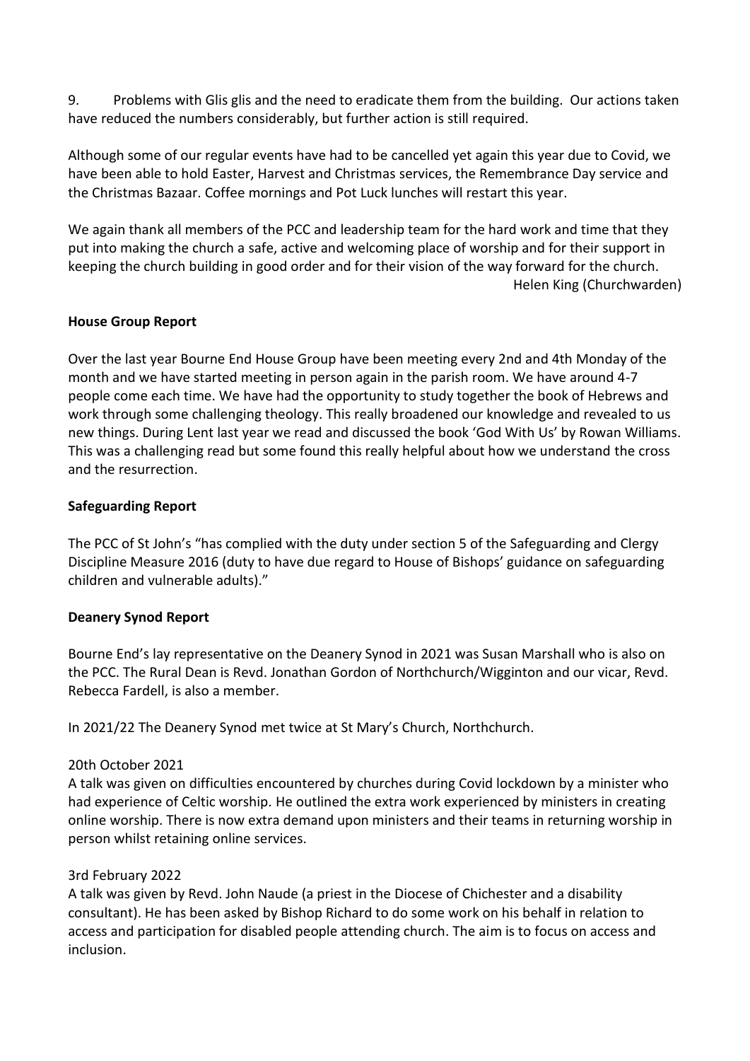9. Problems with Glis glis and the need to eradicate them from the building. Our actions taken have reduced the numbers considerably, but further action is still required.

Although some of our regular events have had to be cancelled yet again this year due to Covid, we have been able to hold Easter, Harvest and Christmas services, the Remembrance Day service and the Christmas Bazaar. Coffee mornings and Pot Luck lunches will restart this year.

We again thank all members of the PCC and leadership team for the hard work and time that they put into making the church a safe, active and welcoming place of worship and for their support in keeping the church building in good order and for their vision of the way forward for the church.

Helen King (Churchwarden)

**House Group Report**

Over the last year Bourne End House Group have been meeting every 2nd and 4th Monday of the month and we have started meeting in person again in the parish room. We have around 4-7 people come each time. We have had the opportunity to study together the book of Hebrews and work through some challenging theology. This really broadened our knowledge and revealed to us new things. During Lent last year we read and discussed the book 'God With Us' by Rowan Williams. This was a challenging read but some found this really helpful about how we understand the cross and the resurrection.

**Safeguarding Report**

The PCC of St John's "has complied with the duty under section 5 of the Safeguarding and Clergy Discipline Measure 2016 (duty to have due regard to House of Bishops' guidance on safeguarding children and vulnerable adults)."

**Deanery Synod Report**

Bourne End's lay representative on the Deanery Synod in 2021 was Susan Marshall who is also on the PCC. The Rural Dean is Revd. Jonathan Gordon of Northchurch/Wigginton and our vicar, Revd. Rebecca Fardell, is also a member.

In 2021/22 The Deanery Synod met twice at St Mary's Church, Northchurch.

20th October 2021
A talk was given on difficulties encountered by churches during Covid lockdown by a minister who had experience of Celtic worship. He outlined the extra work experienced by ministers in creating online worship. There is now extra demand upon ministers and their teams in returning worship in person whilst retaining online services.

3rd February 2022
A talk was given by Revd. John Naude (a priest in the Diocese of Chichester and a disability consultant). He has been asked by Bishop Richard to do some work on his behalf in relation to access and participation for disabled people attending church. The aim is to focus on access and inclusion.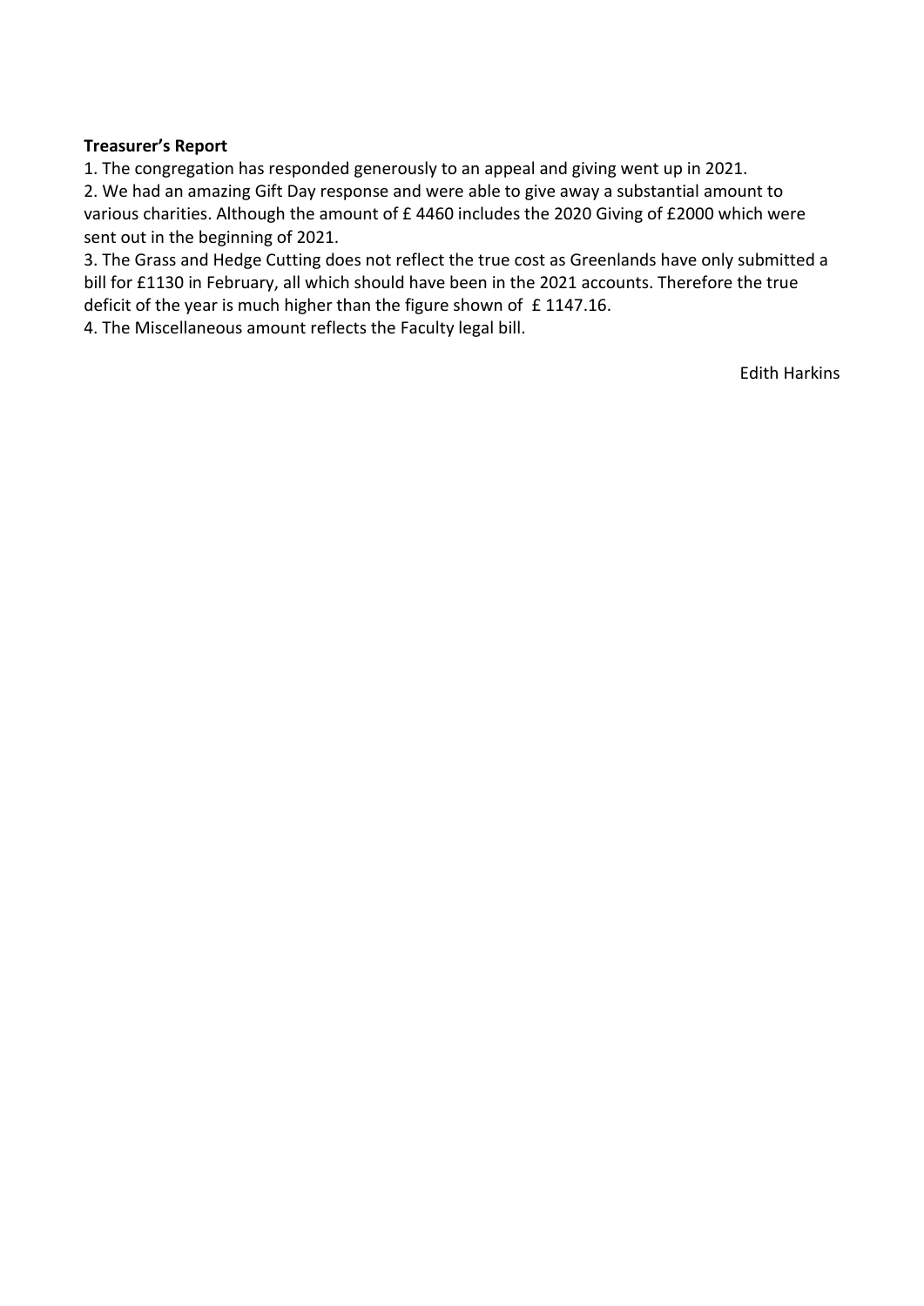**Treasurer's Report**

1. The congregation has responded generously to an appeal and giving went up in 2021.
2. We had an amazing Gift Day response and were able to give away a substantial amount to various charities. Although the amount of £ 4460 includes the 2020 Giving of £2000 which were sent out in the beginning of 2021.
3. The Grass and Hedge Cutting does not reflect the true cost as Greenlands have only submitted a bill for £1130 in February, all which should have been in the 2021 accounts. Therefore the true deficit of the year is much higher than the figure shown of £ 1147.16.
4. The Miscellaneous amount reflects the Faculty legal bill.

Edith Harkins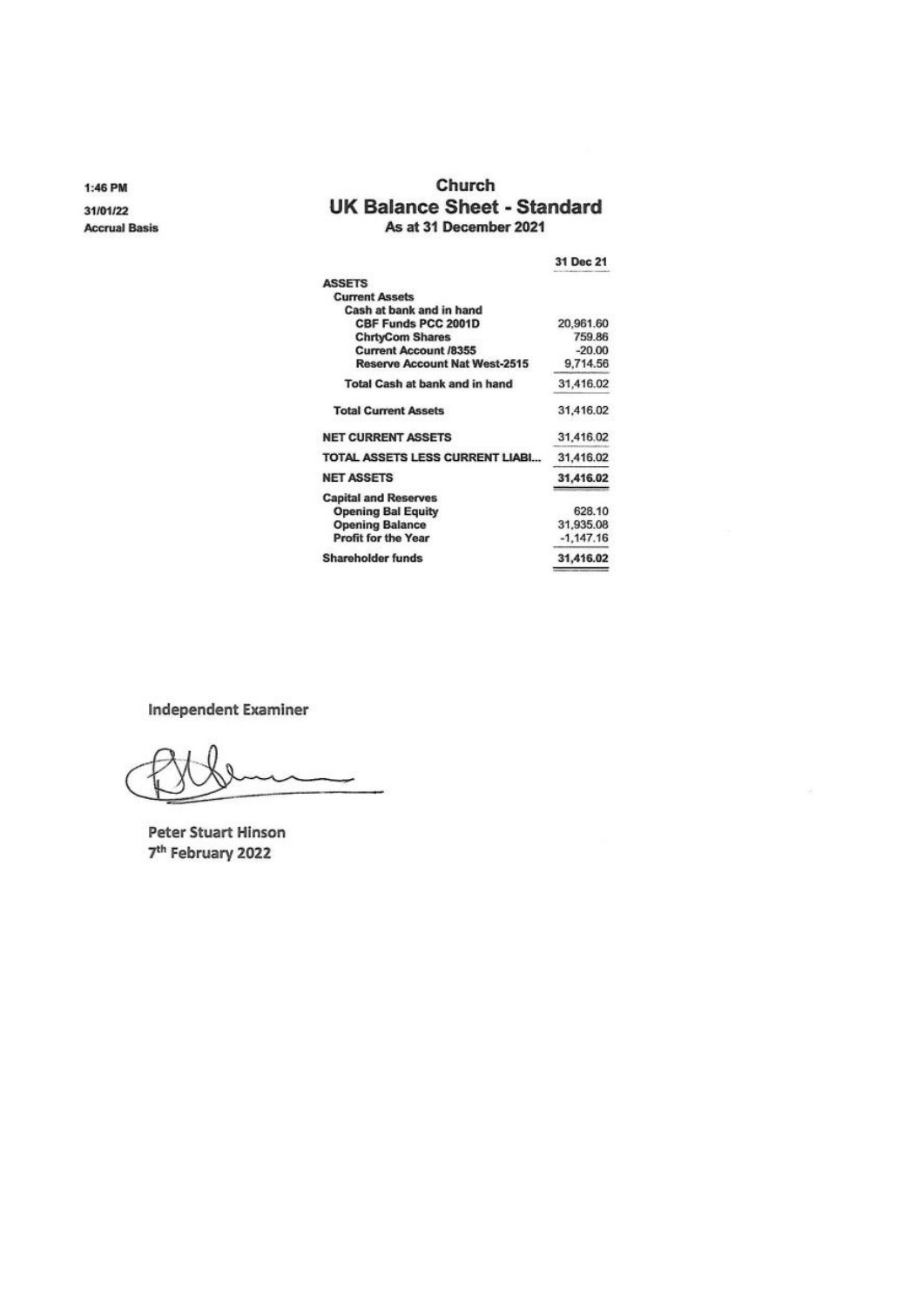1:46 PM
31/01/22
Accrual Basis

# Church
## UK Balance Sheet - Standard
### As at 31 December 2021

| | 31 Dec 21 |
|---|---|
| **ASSETS** | |
| **Current Assets** | |
| **Cash at bank and in hand** | |
| **CBF Funds PCC 2001D** | 20,961.60 |
| **ChrtyCom Shares** | 759.86 |
| **Current Account /8355** | -20.00 |
| **Reserve Account Nat West-2515** | 9,714.56 |
| **Total Cash at bank and in hand** | 31,416.02 |
| **Total Current Assets** | 31,416.02 |
| **NET CURRENT ASSETS** | 31,416.02 |
| **TOTAL ASSETS LESS CURRENT LIABI...** | 31,416.02 |
| **NET ASSETS** | **31,416.02** |
| **Capital and Reserves** | |
| **Opening Bal Equity** | 628.10 |
| **Opening Balance** | 31,935.08 |
| **Profit for the Year** | -1,147.16 |
| **Shareholder funds** | **31,416.02** |

Independent Examiner

Peter Stuart Hinson
7th February 2022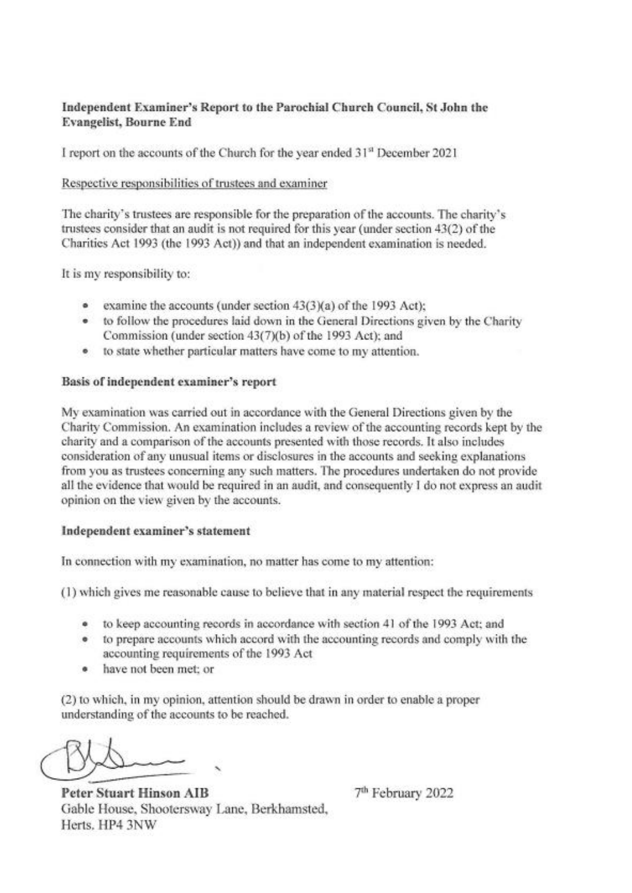**Independent Examiner's Report to the Parochial Church Council, St John the Evangelist, Bourne End**

I report on the accounts of the Church for the year ended 31st December 2021

Respective responsibilities of trustees and examiner

The charity's trustees are responsible for the preparation of the accounts. The charity's trustees consider that an audit is not required for this year (under section 43(2) of the Charities Act 1993 (the 1993 Act)) and that an independent examination is needed.

It is my responsibility to:

- examine the accounts (under section 43(3)(a) of the 1993 Act);
- to follow the procedures laid down in the General Directions given by the Charity Commission (under section 43(7)(b) of the 1993 Act); and
- to state whether particular matters have come to my attention.

**Basis of independent examiner's report**

My examination was carried out in accordance with the General Directions given by the Charity Commission. An examination includes a review of the accounting records kept by the charity and a comparison of the accounts presented with those records. It also includes consideration of any unusual items or disclosures in the accounts and seeking explanations from you as trustees concerning any such matters. The procedures undertaken do not provide all the evidence that would be required in an audit, and consequently I do not express an audit opinion on the view given by the accounts.

**Independent examiner's statement**

In connection with my examination, no matter has come to my attention:

(1) which gives me reasonable cause to believe that in any material respect the requirements

- to keep accounting records in accordance with section 41 of the 1993 Act; and
- to prepare accounts which accord with the accounting records and comply with the accounting requirements of the 1993 Act
- have not been met; or

(2) to which, in my opinion, attention should be drawn in order to enable a proper understanding of the accounts to be reached.

**Peter Stuart Hinson AIB**
Gable House, Shootersway Lane, Berkhamsted,
Herts. HP4 3NW

7th February 2022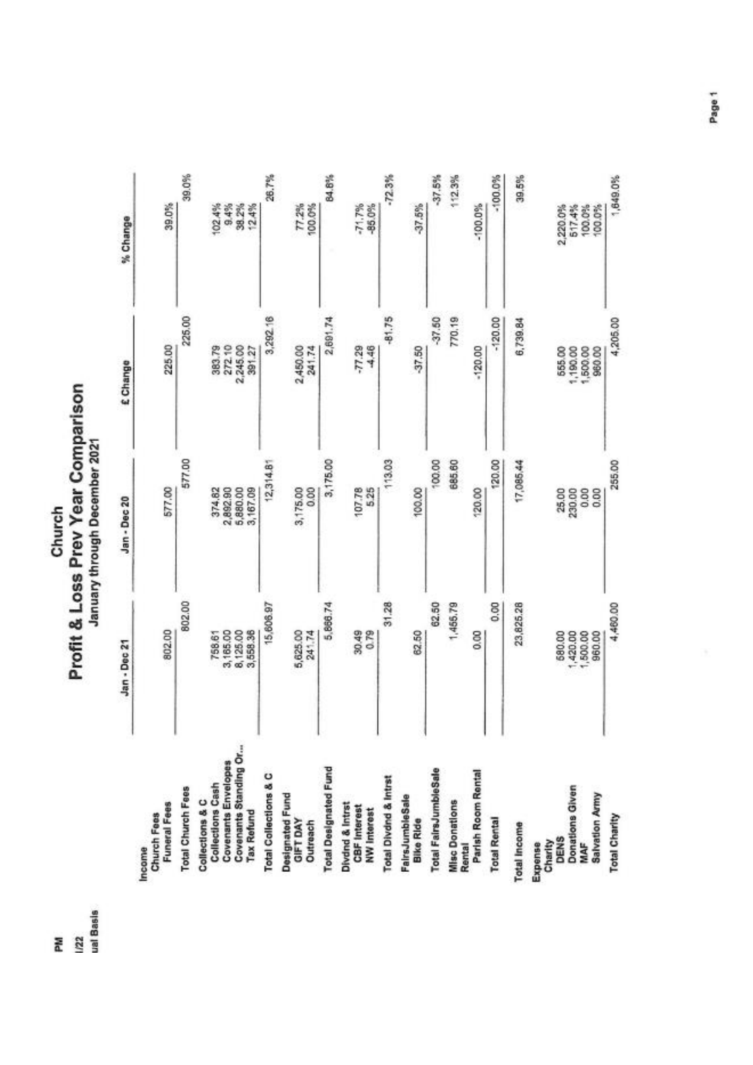# Church

## Profit & Loss Prev Year Comparison

### January through December 2021

PM
/22
ual Basis

| | Jan - Dec 21 | Jan - Dec 20 | £ Change | % Change |
|---|---|---|---|---|
| **Income** | | | | |
| **Church Fees** | | | | |
| Funeral Fees | 802.00 | 577.00 | 225.00 | 39.0% |
| **Total Church Fees** | 802.00 | 577.00 | 225.00 | 39.0% |
| **Collections & C** | | | | |
| Collections Cash | 758.61 | 374.82 | 383.79 | 102.4% |
| Covenants Envelopes | 3,165.00 | 2,892.90 | 272.10 | 9.4% |
| Covenants Standing Or... | 8,125.00 | 5,880.00 | 2,245.00 | 38.2% |
| Tax Refund | 3,558.36 | 3,167.09 | 391.27 | 12.4% |
| **Total Collections & C** | 15,606.97 | 12,314.81 | 3,292.16 | 26.7% |
| **Designated Fund** | | | | |
| GIFT DAY | 5,625.00 | 3,175.00 | 2,450.00 | 77.2% |
| Outreach | 241.74 | 0.00 | 241.74 | 100.0% |
| **Total Designated Fund** | 5,866.74 | 3,175.00 | 2,691.74 | 84.8% |
| **Divdnd & Intrst** | | | | |
| CBF Interest | 30.49 | 107.78 | -77.29 | -71.7% |
| NW Interest | 0.79 | 5.25 | -4.46 | -85.0% |
| **Total Divdnd & Intrst** | 31.28 | 113.03 | -81.75 | -72.3% |
| **FairsJumbleSale** | | | | |
| Bike Ride | 62.50 | 100.00 | -37.50 | -37.5% |
| **Total FairsJumbleSale** | 62.50 | 100.00 | -37.50 | -37.5% |
| **Misc Donations** | 1,455.79 | 685.60 | 770.19 | 112.3% |
| **Rental** | | | | |
| Parish Room Rental | 0.00 | 120.00 | -120.00 | -100.0% |
| **Total Rental** | 0.00 | 120.00 | -120.00 | -100.0% |
| **Total Income** | 23,825.28 | 17,085.44 | 6,739.84 | 39.5% |
| **Expense** | | | | |
| **Charity** | | | | |
| DENS | 580.00 | 25.00 | 555.00 | 2,220.0% |
| Donations Given | 1,420.00 | 230.00 | 1,190.00 | 517.4% |
| MAF | 1,500.00 | 0.00 | 1,500.00 | 100.0% |
| Salvation Army | 960.00 | 0.00 | 960.00 | 100.0% |
| **Total Charity** | 4,460.00 | 255.00 | 4,205.00 | 1,649.0% |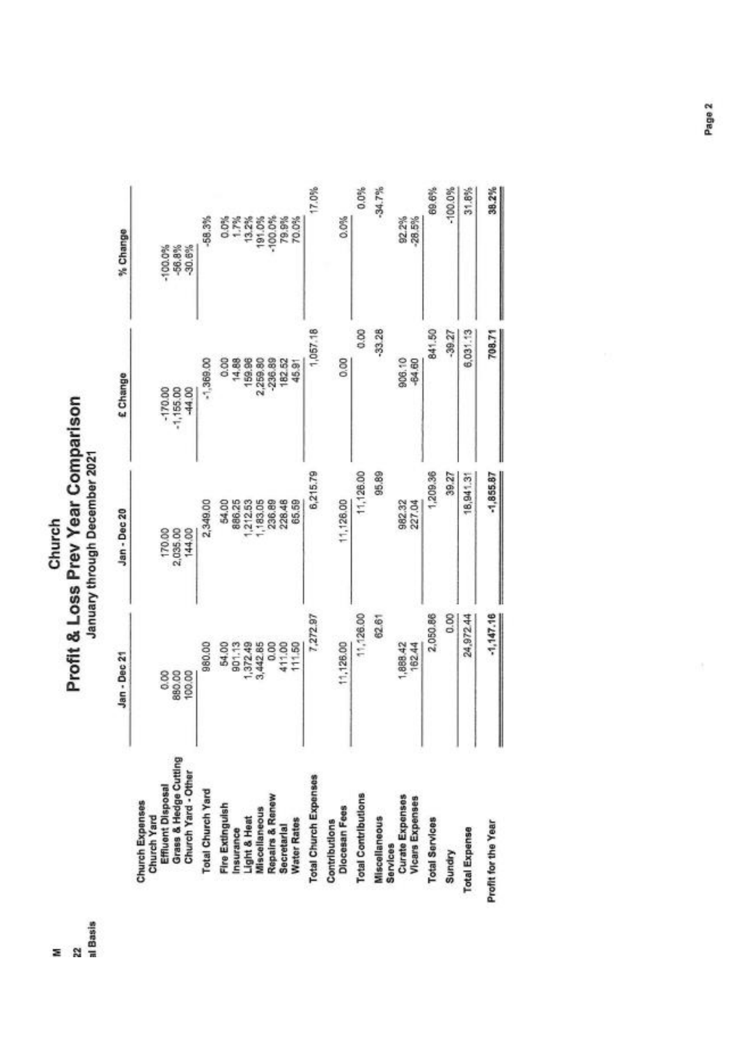# Church

## Profit & Loss Prev Year Comparison

### January through December 2021

|  | Jan - Dec 21 | Jan - Dec 20 | £ Change | % Change |
|---|---|---|---|---|
| **Church Expenses** | | | | |
| **Church Yard** | | | | |
| Effluent Disposal | 0.00 | 170.00 | -170.00 | -100.0% |
| Grass & Hedge Cutting | 880.00 | 2,035.00 | -1,155.00 | -56.8% |
| Church Yard - Other | 100.00 | 144.00 | -44.00 | -30.6% |
| **Total Church Yard** | 980.00 | 2,349.00 | -1,369.00 | -58.3% |
| Fire Extinguish | 54.00 | 54.00 | 0.00 | 0.0% |
| Insurance | 901.13 | 886.25 | 14.88 | 1.7% |
| Light & Heat | 1,372.49 | 1,212.53 | 159.96 | 13.2% |
| Miscellaneous | 3,442.85 | 1,183.05 | 2,259.80 | 191.0% |
| Repairs & Renew | 0.00 | 236.89 | -236.89 | -100.0% |
| Secretarial | 411.00 | 228.48 | 182.52 | 79.9% |
| Water Rates | 111.50 | 65.59 | 45.91 | 70.0% |
| **Total Church Expenses** | 7,272.97 | 6,215.79 | 1,057.18 | 17.0% |
| **Contributions** | | | | |
| Diocesan Fees | 11,126.00 | 11,126.00 | 0.00 | 0.0% |
| **Total Contributions** | 11,126.00 | 11,126.00 | 0.00 | 0.0% |
| Miscellaneous | 62.61 | 95.89 | -33.28 | -34.7% |
| **Services** | | | | |
| Curate Expenses | 1,888.42 | 982.32 | 906.10 | 92.2% |
| Vicars Expenses | 162.44 | 227.04 | -64.60 | -28.5% |
| **Total Services** | 2,050.86 | 1,209.36 | 841.50 | 69.6% |
| Sundry | 0.00 | 39.27 | -39.27 | -100.0% |
| **Total Expense** | 24,972.44 | 18,941.31 | 6,031.13 | 31.8% |
| **Profit for the Year** | -1,147.16 | -1,855.87 | 708.71 | 38.2% |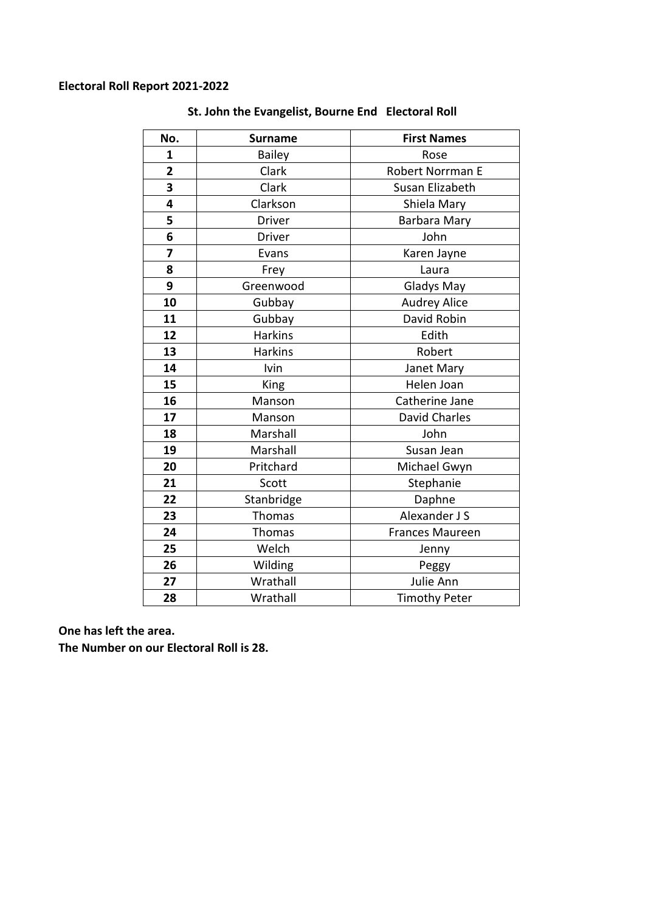**Electoral Roll Report 2021-2022**

**St. John the Evangelist, Bourne End   Electoral Roll**

| No. | Surname | First Names |
|---|---|---|
| **1** | Bailey | Rose |
| **2** | Clark | Robert Norrman E |
| **3** | Clark | Susan Elizabeth |
| **4** | Clarkson | Shiela Mary |
| **5** | Driver | Barbara Mary |
| **6** | Driver | John |
| **7** | Evans | Karen Jayne |
| **8** | Frey | Laura |
| **9** | Greenwood | Gladys May |
| **10** | Gubbay | Audrey Alice |
| **11** | Gubbay | David Robin |
| **12** | Harkins | Edith |
| **13** | Harkins | Robert |
| **14** | Ivin | Janet Mary |
| **15** | King | Helen Joan |
| **16** | Manson | Catherine Jane |
| **17** | Manson | David Charles |
| **18** | Marshall | John |
| **19** | Marshall | Susan Jean |
| **20** | Pritchard | Michael Gwyn |
| **21** | Scott | Stephanie |
| **22** | Stanbridge | Daphne |
| **23** | Thomas | Alexander J S |
| **24** | Thomas | Frances Maureen |
| **25** | Welch | Jenny |
| **26** | Wilding | Peggy |
| **27** | Wrathall | Julie Ann |
| **28** | Wrathall | Timothy Peter |

**One has left the area.**
**The Number on our Electoral Roll is 28.**